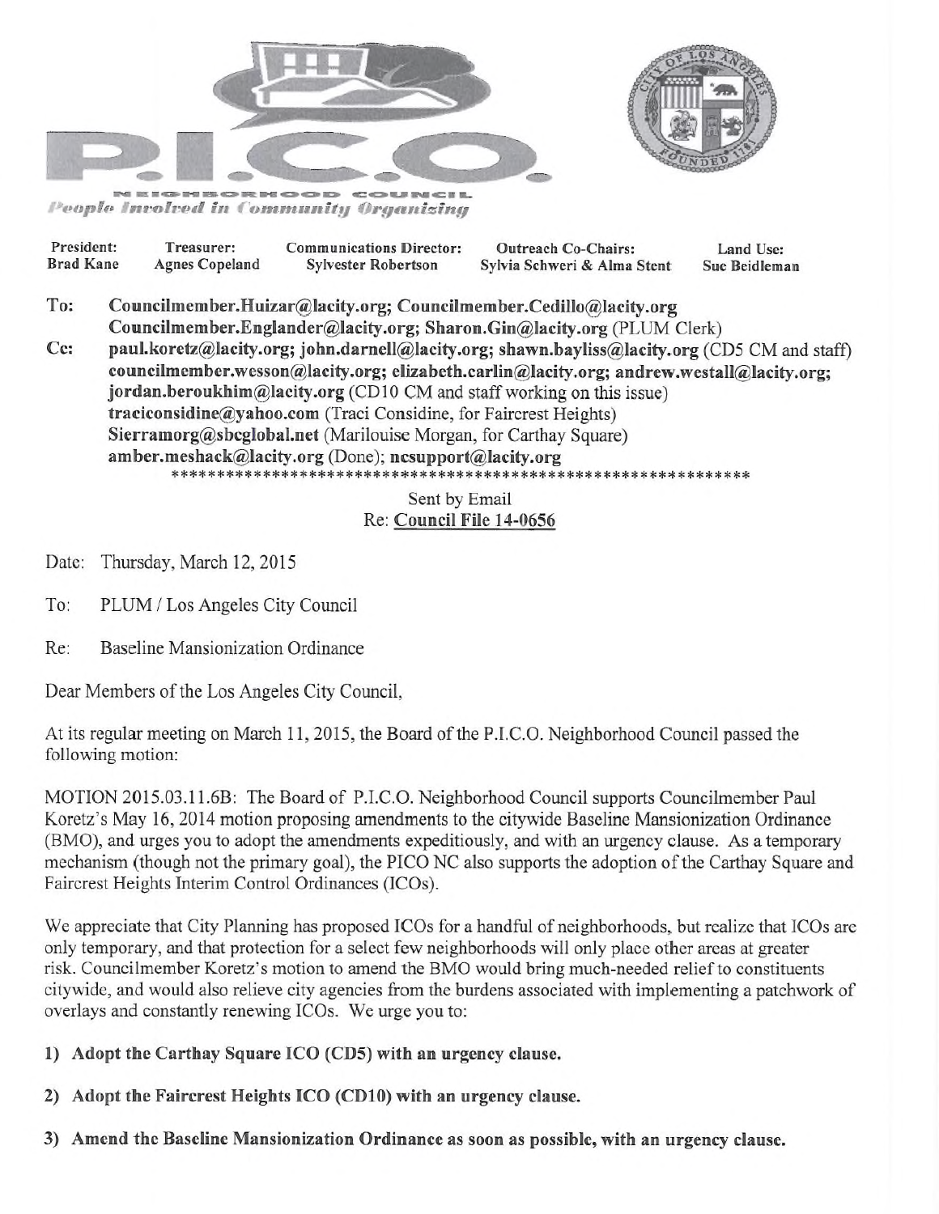# P.I.C.O.

NEIGHBORHOOD COUNCIL

*People Involved in Community Organizing*

| President: | Treasurer: | Communications Director: | Outreach Co-Chairs: | Land Use: |
|---|---|---|---|---|
| Brad Kane | Agnes Copeland | Sylvester Robertson | Sylvia Schweri & Alma Stent | Sue Beidleman |

To: **Councilmember.Huizar@lacity.org; Councilmember.Cedillo@lacity.org Councilmember.Englander@lacity.org; Sharon.Gin@lacity.org** (PLUM Clerk)

Cc: **paul.koretz@lacity.org; john.darnell@lacity.org; shawn.bayliss@lacity.org** (CD5 CM and staff) **councilmember.wesson@lacity.org; elizabeth.carlin@lacity.org; andrew.westall@lacity.org; jordan.beroukhim@lacity.org** (CD10 CM and staff working on this issue) **traciconsidine@yahoo.com** (Traci Considine, for Faircrest Heights) **Sierramorg@sbcglobal.net** (Marilouise Morgan, for Carthay Square) **amber.meshack@lacity.org** (Done); **ncsupport@lacity.org**

\*\*\*\*\*\*\*\*\*\*\*\*\*\*\*\*\*\*\*\*\*\*\*\*\*\*\*\*\*\*\*\*\*\*\*\*\*\*\*\*\*\*\*\*\*\*\*\*\*\*\*\*\*\*\*\*\*\*\*\*\*\*\*\*

Sent by Email
Re: **Council File 14-0656**

Date: Thursday, March 12, 2015

To: PLUM / Los Angeles City Council

Re: Baseline Mansionization Ordinance

Dear Members of the Los Angeles City Council,

At its regular meeting on March 11, 2015, the Board of the P.I.C.O. Neighborhood Council passed the following motion:

MOTION 2015.03.11.6B: The Board of P.I.C.O. Neighborhood Council supports Councilmember Paul Koretz's May 16, 2014 motion proposing amendments to the citywide Baseline Mansionization Ordinance (BMO), and urges you to adopt the amendments expeditiously, and with an urgency clause. As a temporary mechanism (though not the primary goal), the PICO NC also supports the adoption of the Carthay Square and Faircrest Heights Interim Control Ordinances (ICOs).

We appreciate that City Planning has proposed ICOs for a handful of neighborhoods, but realize that ICOs are only temporary, and that protection for a select few neighborhoods will only place other areas at greater risk. Councilmember Koretz's motion to amend the BMO would bring much-needed relief to constituents citywide, and would also relieve city agencies from the burdens associated with implementing a patchwork of overlays and constantly renewing ICOs. We urge you to:

**1) Adopt the Carthay Square ICO (CD5) with an urgency clause.**

**2) Adopt the Faircrest Heights ICO (CD10) with an urgency clause.**

**3) Amend the Baseline Mansionization Ordinance as soon as possible, with an urgency clause.**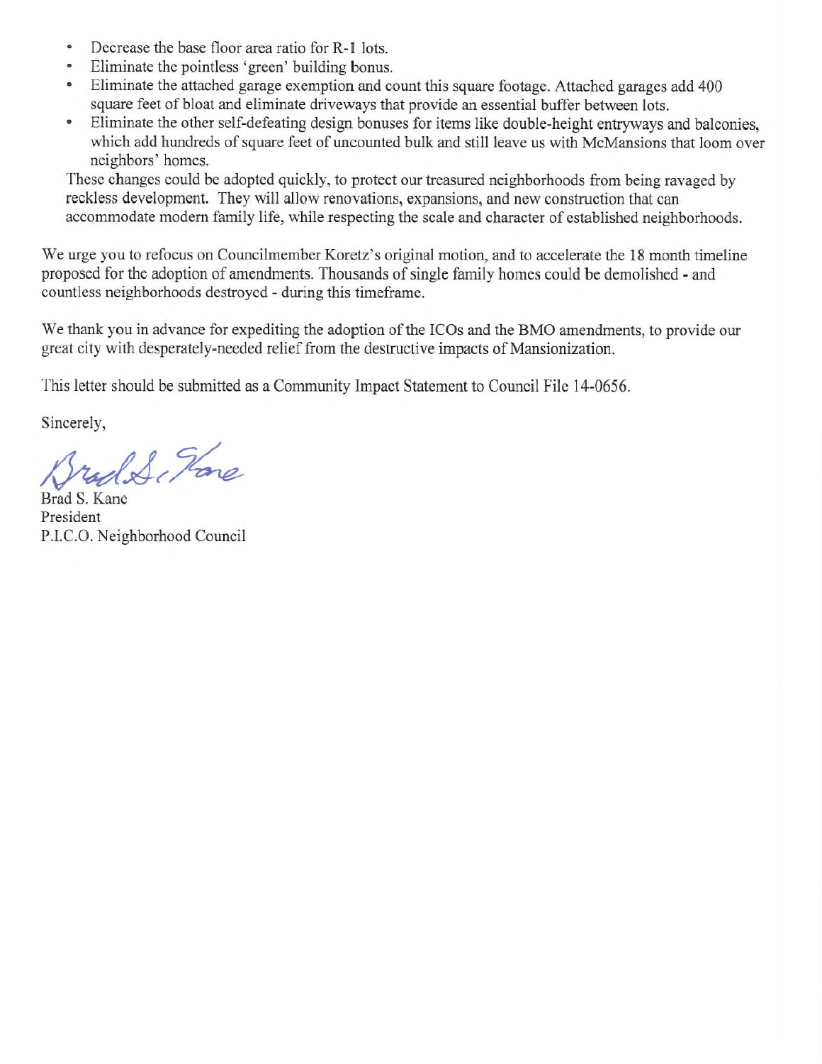- Decrease the base floor area ratio for R-1 lots.
- Eliminate the pointless 'green' building bonus.
- Eliminate the attached garage exemption and count this square footage. Attached garages add 400 square feet of bloat and eliminate driveways that provide an essential buffer between lots.
- Eliminate the other self-defeating design bonuses for items like double-height entryways and balconies, which add hundreds of square feet of uncounted bulk and still leave us with McMansions that loom over neighbors' homes.

These changes could be adopted quickly, to protect our treasured neighborhoods from being ravaged by reckless development. They will allow renovations, expansions, and new construction that can accommodate modern family life, while respecting the scale and character of established neighborhoods.

We urge you to refocus on Councilmember Koretz's original motion, and to accelerate the 18 month timeline proposed for the adoption of amendments. Thousands of single family homes could be demolished - and countless neighborhoods destroyed - during this timeframe.

We thank you in advance for expediting the adoption of the ICOs and the BMO amendments, to provide our great city with desperately-needed relief from the destructive impacts of Mansionization.

This letter should be submitted as a Community Impact Statement to Council File 14-0656.

Sincerely,

Brad S. Kane

Brad S. Kane
President
P.I.C.O. Neighborhood Council